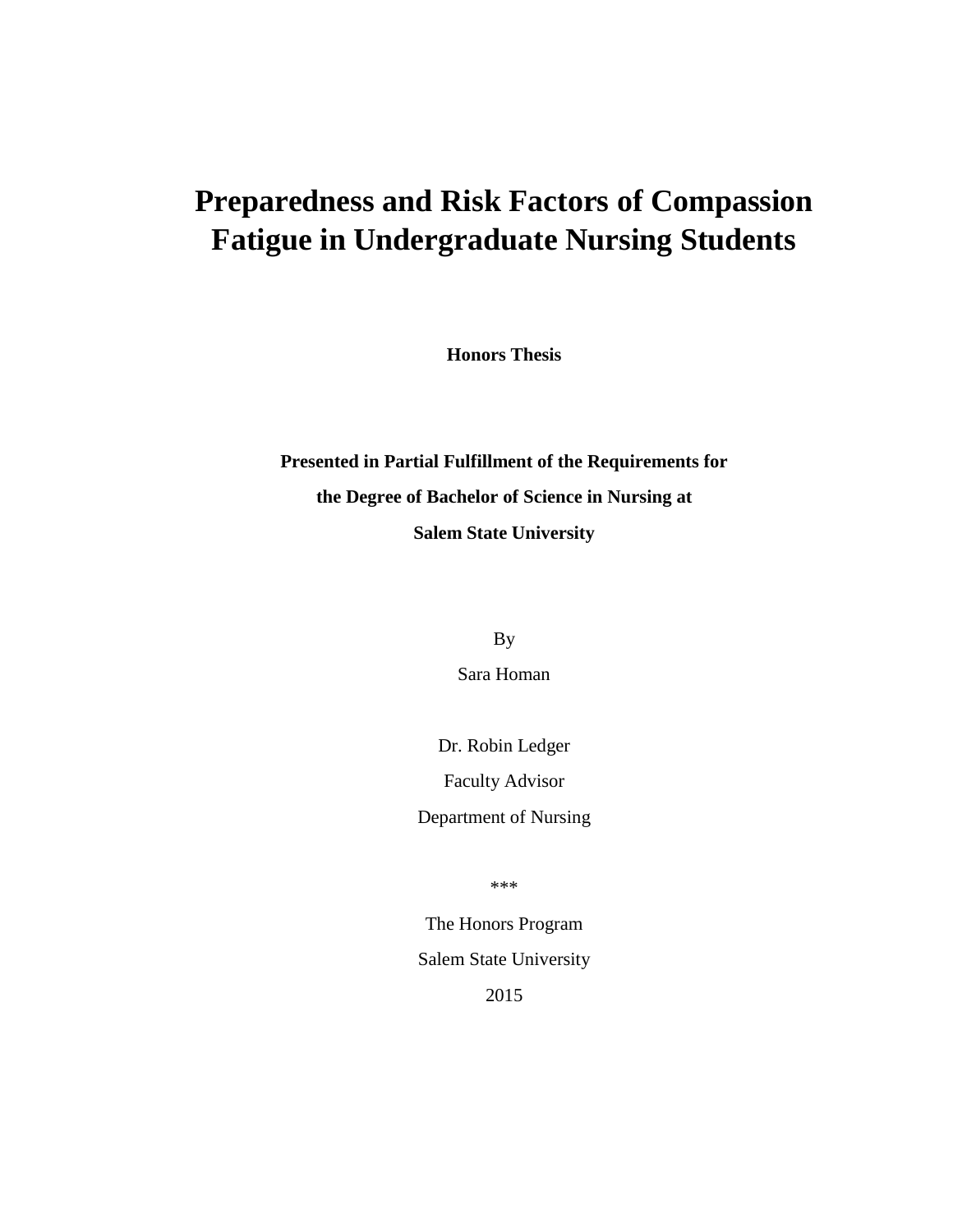# Preparedness and Risk Factors of Compassion Fatigue in Undergraduate Nursing Students

**Honors Thesis**

**Presented in Partial Fulfillment of the Requirements for**

**the Degree of Bachelor of Science in Nursing at**

**Salem State University**

By

Sara Homan

Dr. Robin Ledger

Faculty Advisor

Department of Nursing

***

The Honors Program

Salem State University

2015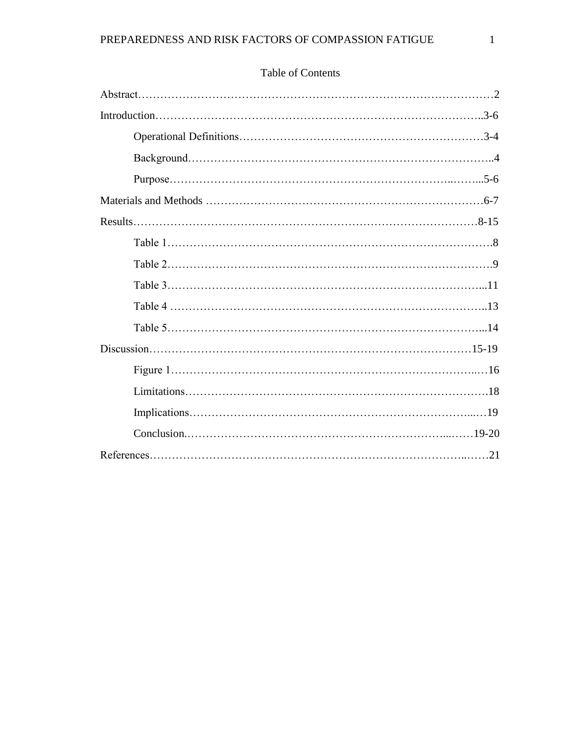# Table of Contents

Abstract……………………………………………………………………………………2

Introduction……………………………………………………………………………..3-6

- Operational Definitions…………………………………………………………3-4
- Background……………………………………………………………………..4
- Purpose……………………………………………………………………..……..5-6

Materials and Methods ……………………………………………………………………6-7

Results……………………………………………………………………………………8-15

- Table 1…………………………………………………………………………….8
- Table 2…………………………………………………………………………….9
- Table 3……………………………………………………………………………...11
- Table 4 ……………………………………………………………………………..13
- Table 5……………………………………………………………………………...14

Discussion…………………………………………………………………………15-19

- Figure 1……………………………………………………………………..…16
- Limitations……………………………………………………………………….18
- Implications………………………………………………………………...…19
- Conclusion.……………………………………………………………...……19-20

References…………………………………………………………………………..……21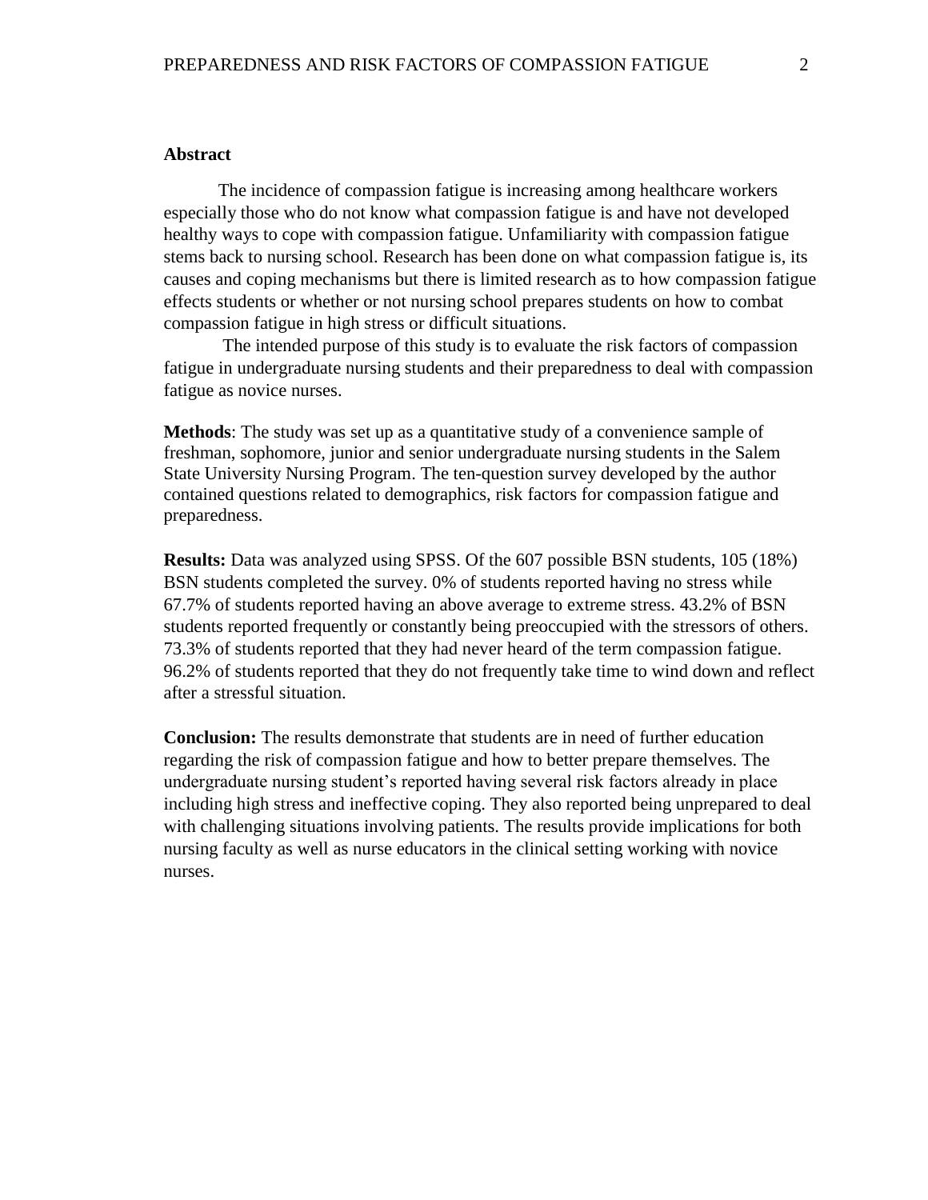## Abstract

The incidence of compassion fatigue is increasing among healthcare workers especially those who do not know what compassion fatigue is and have not developed healthy ways to cope with compassion fatigue. Unfamiliarity with compassion fatigue stems back to nursing school. Research has been done on what compassion fatigue is, its causes and coping mechanisms but there is limited research as to how compassion fatigue effects students or whether or not nursing school prepares students on how to combat compassion fatigue in high stress or difficult situations.

The intended purpose of this study is to evaluate the risk factors of compassion fatigue in undergraduate nursing students and their preparedness to deal with compassion fatigue as novice nurses.

**Methods**: The study was set up as a quantitative study of a convenience sample of freshman, sophomore, junior and senior undergraduate nursing students in the Salem State University Nursing Program. The ten-question survey developed by the author contained questions related to demographics, risk factors for compassion fatigue and preparedness.

**Results:** Data was analyzed using SPSS. Of the 607 possible BSN students, 105 (18%) BSN students completed the survey. 0% of students reported having no stress while 67.7% of students reported having an above average to extreme stress. 43.2% of BSN students reported frequently or constantly being preoccupied with the stressors of others. 73.3% of students reported that they had never heard of the term compassion fatigue. 96.2% of students reported that they do not frequently take time to wind down and reflect after a stressful situation.

**Conclusion:** The results demonstrate that students are in need of further education regarding the risk of compassion fatigue and how to better prepare themselves. The undergraduate nursing student's reported having several risk factors already in place including high stress and ineffective coping. They also reported being unprepared to deal with challenging situations involving patients. The results provide implications for both nursing faculty as well as nurse educators in the clinical setting working with novice nurses.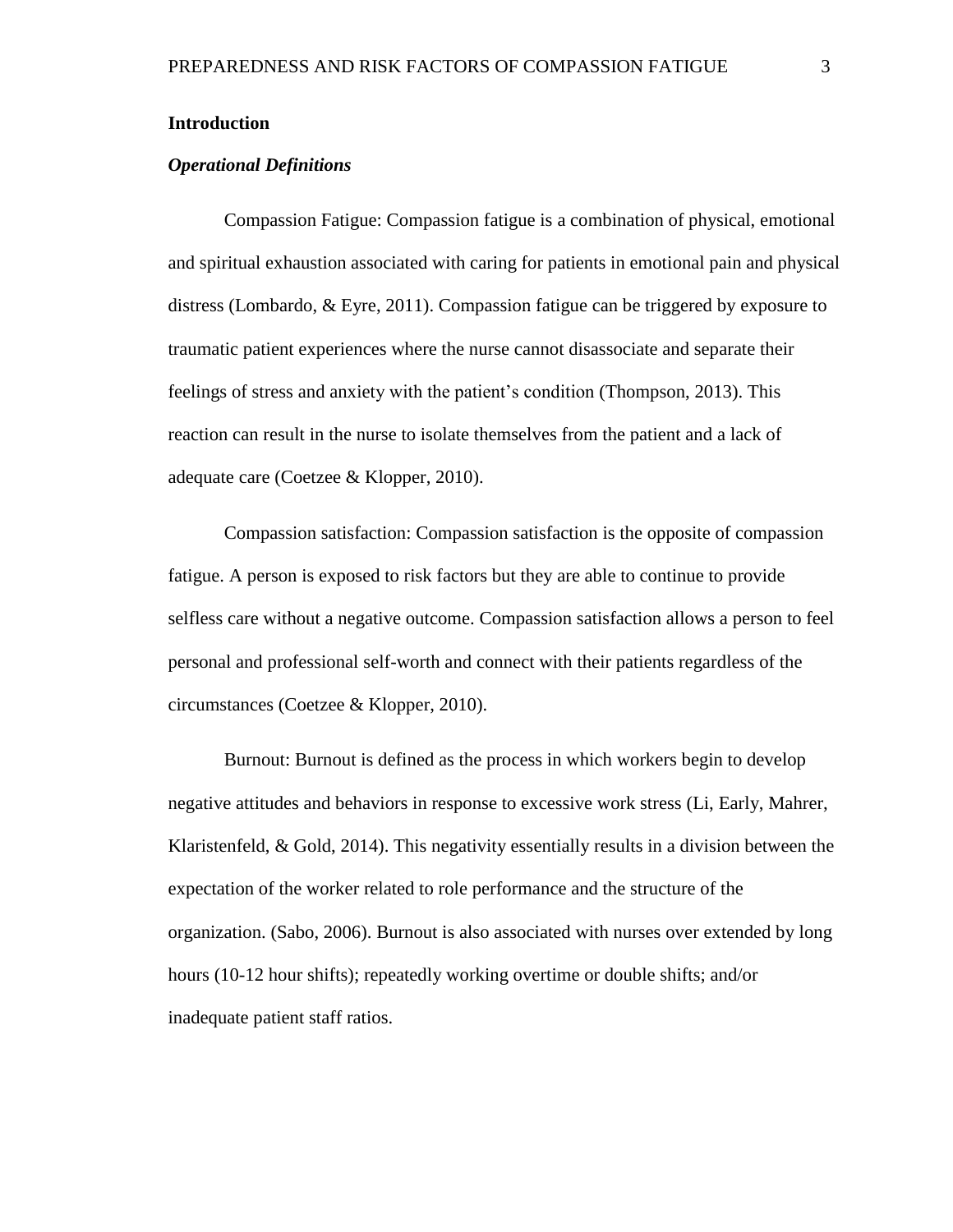## Introduction

### *Operational Definitions*

Compassion Fatigue: Compassion fatigue is a combination of physical, emotional and spiritual exhaustion associated with caring for patients in emotional pain and physical distress (Lombardo, & Eyre, 2011). Compassion fatigue can be triggered by exposure to traumatic patient experiences where the nurse cannot disassociate and separate their feelings of stress and anxiety with the patient's condition (Thompson, 2013). This reaction can result in the nurse to isolate themselves from the patient and a lack of adequate care (Coetzee & Klopper, 2010).

Compassion satisfaction: Compassion satisfaction is the opposite of compassion fatigue. A person is exposed to risk factors but they are able to continue to provide selfless care without a negative outcome. Compassion satisfaction allows a person to feel personal and professional self-worth and connect with their patients regardless of the circumstances (Coetzee & Klopper, 2010).

Burnout: Burnout is defined as the process in which workers begin to develop negative attitudes and behaviors in response to excessive work stress (Li, Early, Mahrer, Klaristenfeld, & Gold, 2014). This negativity essentially results in a division between the expectation of the worker related to role performance and the structure of the organization. (Sabo, 2006). Burnout is also associated with nurses over extended by long hours (10-12 hour shifts); repeatedly working overtime or double shifts; and/or inadequate patient staff ratios.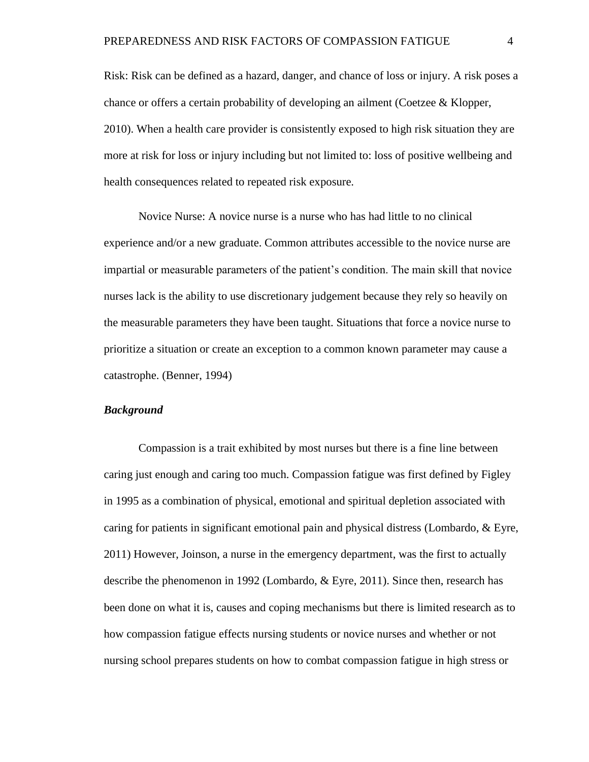Risk: Risk can be defined as a hazard, danger, and chance of loss or injury. A risk poses a chance or offers a certain probability of developing an ailment (Coetzee & Klopper, 2010). When a health care provider is consistently exposed to high risk situation they are more at risk for loss or injury including but not limited to: loss of positive wellbeing and health consequences related to repeated risk exposure.

Novice Nurse: A novice nurse is a nurse who has had little to no clinical experience and/or a new graduate. Common attributes accessible to the novice nurse are impartial or measurable parameters of the patient's condition. The main skill that novice nurses lack is the ability to use discretionary judgement because they rely so heavily on the measurable parameters they have been taught. Situations that force a novice nurse to prioritize a situation or create an exception to a common known parameter may cause a catastrophe. (Benner, 1994)

### *Background*

Compassion is a trait exhibited by most nurses but there is a fine line between caring just enough and caring too much. Compassion fatigue was first defined by Figley in 1995 as a combination of physical, emotional and spiritual depletion associated with caring for patients in significant emotional pain and physical distress (Lombardo, & Eyre, 2011) However, Joinson, a nurse in the emergency department, was the first to actually describe the phenomenon in 1992 (Lombardo, & Eyre, 2011). Since then, research has been done on what it is, causes and coping mechanisms but there is limited research as to how compassion fatigue effects nursing students or novice nurses and whether or not nursing school prepares students on how to combat compassion fatigue in high stress or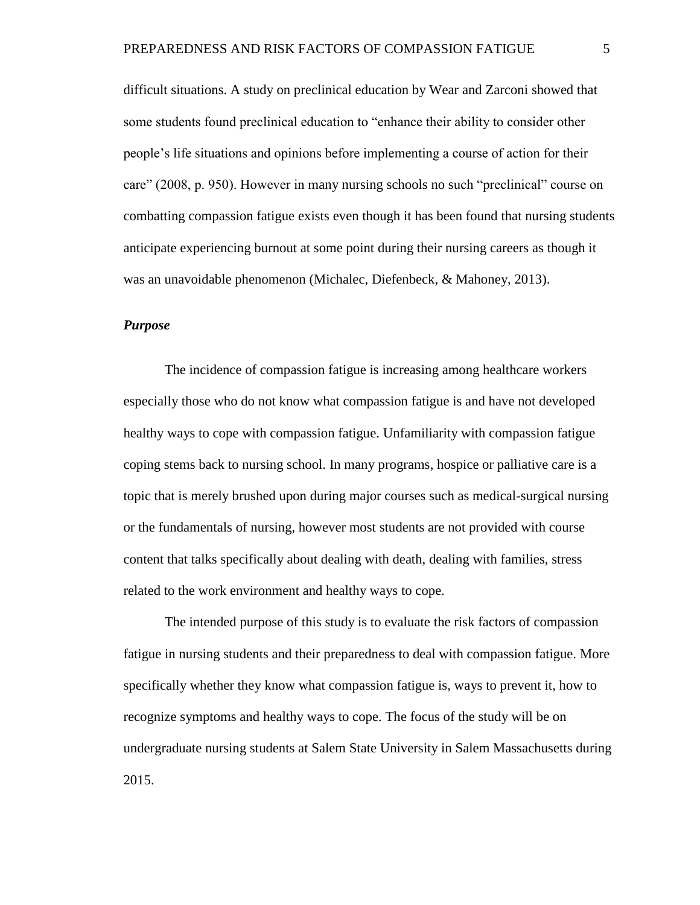difficult situations. A study on preclinical education by Wear and Zarconi showed that some students found preclinical education to "enhance their ability to consider other people's life situations and opinions before implementing a course of action for their care" (2008, p. 950). However in many nursing schools no such "preclinical" course on combatting compassion fatigue exists even though it has been found that nursing students anticipate experiencing burnout at some point during their nursing careers as though it was an unavoidable phenomenon (Michalec, Diefenbeck, & Mahoney, 2013).

### *Purpose*

The incidence of compassion fatigue is increasing among healthcare workers especially those who do not know what compassion fatigue is and have not developed healthy ways to cope with compassion fatigue. Unfamiliarity with compassion fatigue coping stems back to nursing school. In many programs, hospice or palliative care is a topic that is merely brushed upon during major courses such as medical-surgical nursing or the fundamentals of nursing, however most students are not provided with course content that talks specifically about dealing with death, dealing with families, stress related to the work environment and healthy ways to cope.

The intended purpose of this study is to evaluate the risk factors of compassion fatigue in nursing students and their preparedness to deal with compassion fatigue. More specifically whether they know what compassion fatigue is, ways to prevent it, how to recognize symptoms and healthy ways to cope. The focus of the study will be on undergraduate nursing students at Salem State University in Salem Massachusetts during 2015.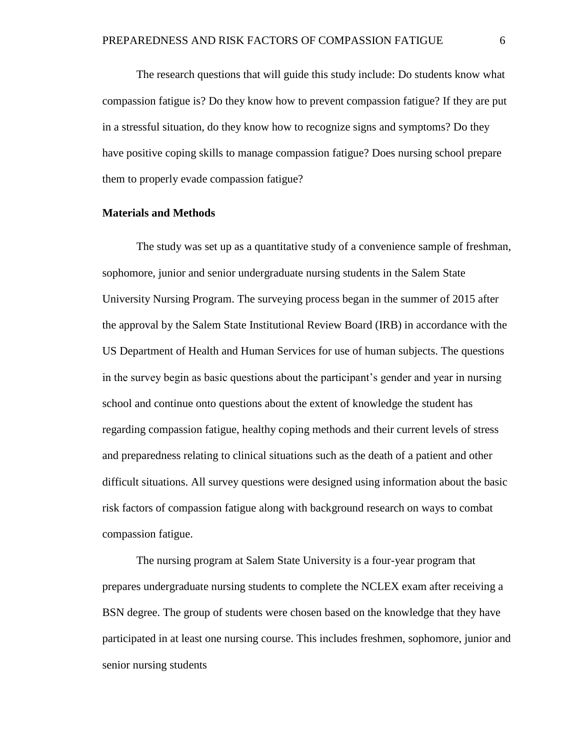The research questions that will guide this study include: Do students know what compassion fatigue is? Do they know how to prevent compassion fatigue? If they are put in a stressful situation, do they know how to recognize signs and symptoms? Do they have positive coping skills to manage compassion fatigue? Does nursing school prepare them to properly evade compassion fatigue?

**Materials and Methods**

The study was set up as a quantitative study of a convenience sample of freshman, sophomore, junior and senior undergraduate nursing students in the Salem State University Nursing Program. The surveying process began in the summer of 2015 after the approval by the Salem State Institutional Review Board (IRB) in accordance with the US Department of Health and Human Services for use of human subjects. The questions in the survey begin as basic questions about the participant's gender and year in nursing school and continue onto questions about the extent of knowledge the student has regarding compassion fatigue, healthy coping methods and their current levels of stress and preparedness relating to clinical situations such as the death of a patient and other difficult situations. All survey questions were designed using information about the basic risk factors of compassion fatigue along with background research on ways to combat compassion fatigue.

The nursing program at Salem State University is a four-year program that prepares undergraduate nursing students to complete the NCLEX exam after receiving a BSN degree. The group of students were chosen based on the knowledge that they have participated in at least one nursing course. This includes freshmen, sophomore, junior and senior nursing students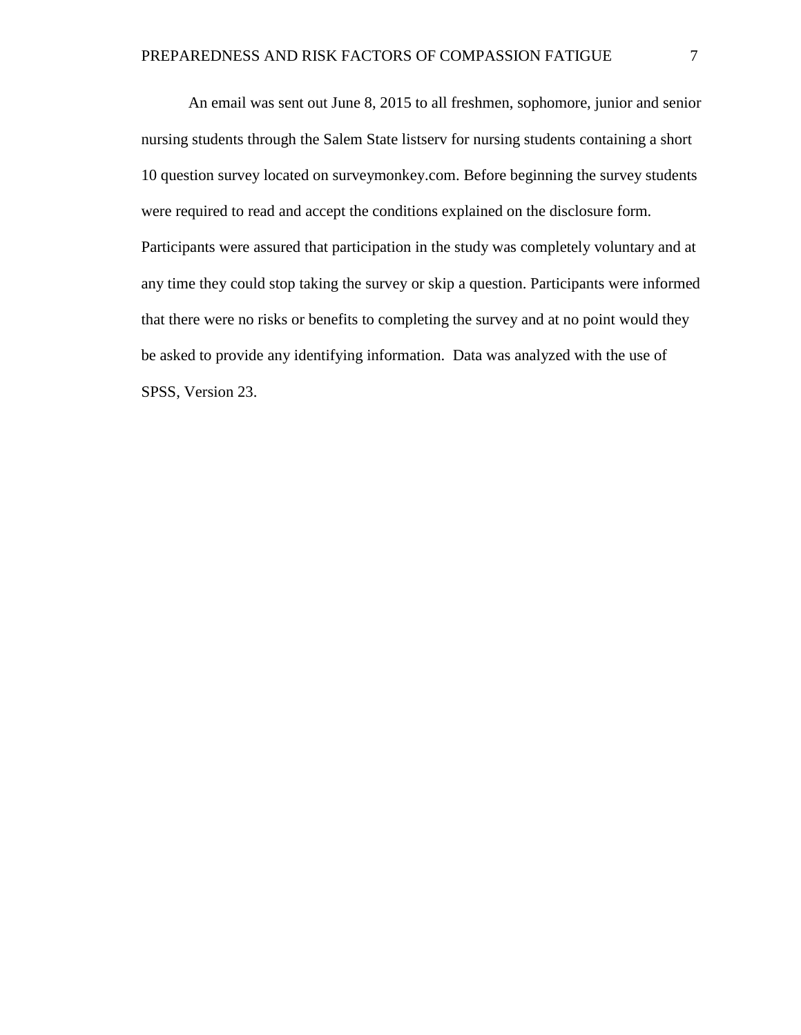An email was sent out June 8, 2015 to all freshmen, sophomore, junior and senior nursing students through the Salem State listserv for nursing students containing a short 10 question survey located on surveymonkey.com. Before beginning the survey students were required to read and accept the conditions explained on the disclosure form. Participants were assured that participation in the study was completely voluntary and at any time they could stop taking the survey or skip a question. Participants were informed that there were no risks or benefits to completing the survey and at no point would they be asked to provide any identifying information. Data was analyzed with the use of SPSS, Version 23.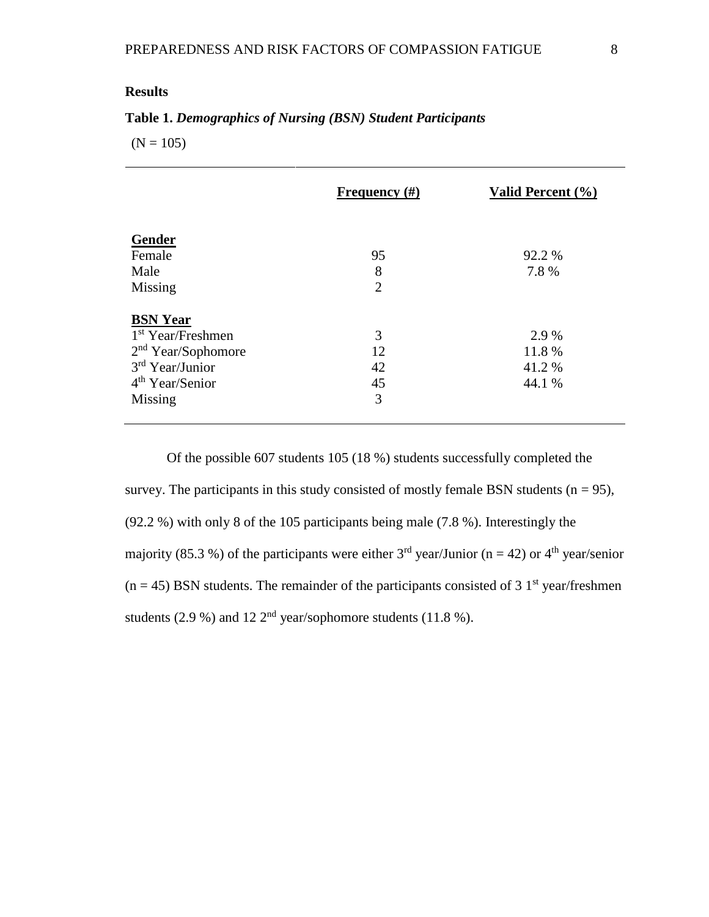**Results**

**Table 1.** ***Demographics of Nursing (BSN) Student Participants***

(N = 105)

| | **Frequency (#)** | **Valid Percent (%)** |
|---|---|---|
| **Gender** | | |
| Female | 95 | 92.2 % |
| Male | 8 | 7.8 % |
| Missing | 2 | |
| **BSN Year** | | |
| 1st Year/Freshmen | 3 | 2.9 % |
| 2nd Year/Sophomore | 12 | 11.8 % |
| 3rd Year/Junior | 42 | 41.2 % |
| 4th Year/Senior | 45 | 44.1 % |
| Missing | 3 | |

Of the possible 607 students 105 (18 %) students successfully completed the survey. The participants in this study consisted of mostly female BSN students (n = 95), (92.2 %) with only 8 of the 105 participants being male (7.8 %). Interestingly the majority (85.3 %) of the participants were either 3rd year/Junior (n = 42) or 4th year/senior (n = 45) BSN students. The remainder of the participants consisted of 3 1st year/freshmen students (2.9 %) and 12 2nd year/sophomore students (11.8 %).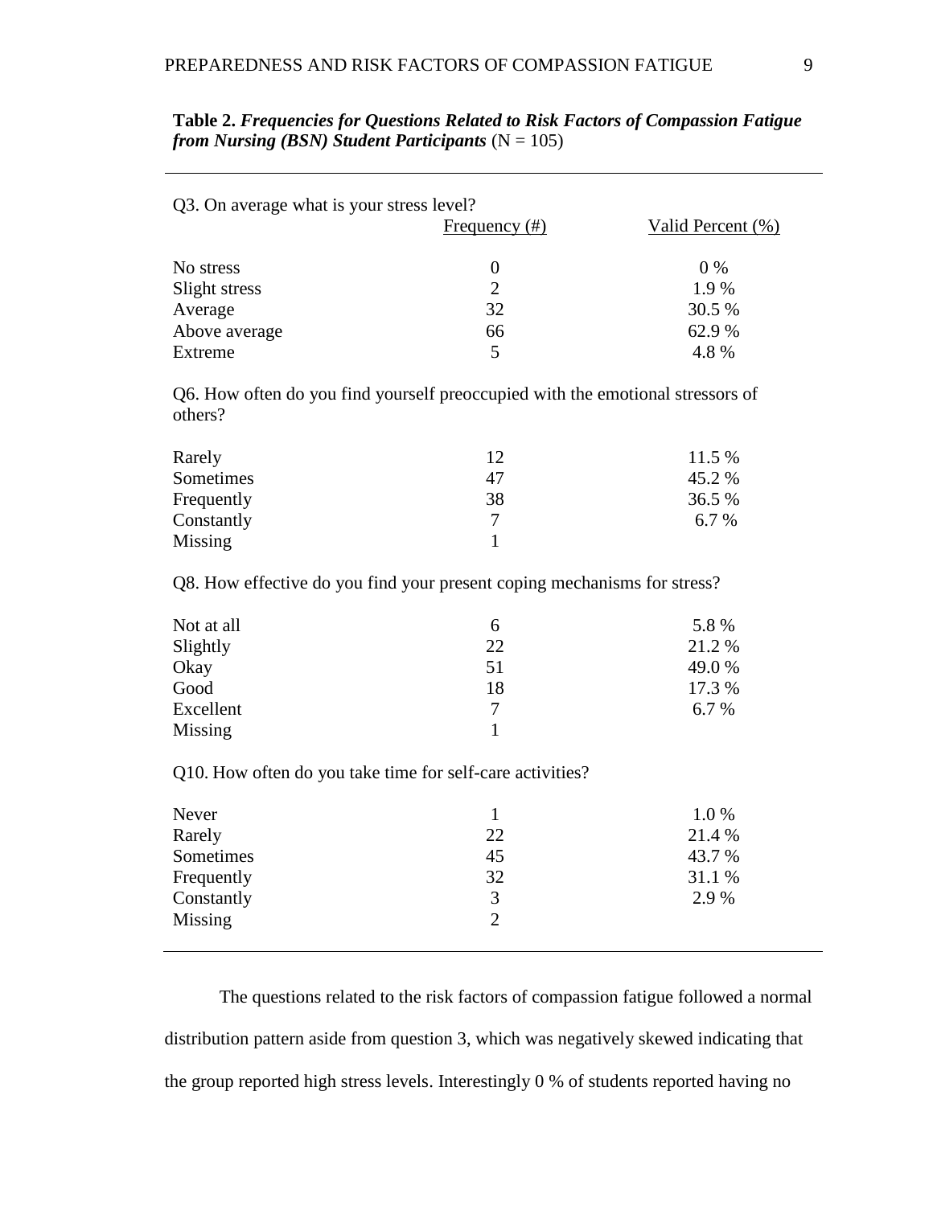**Table 2.** ***Frequencies for Questions Related to Risk Factors of Compassion Fatigue from Nursing (BSN) Student Participants*** (N = 105)

| Q3. On average what is your stress level? | Frequency (#) | Valid Percent (%) |
|---|---|---|
| No stress | 0 | 0 % |
| Slight stress | 2 | 1.9 % |
| Average | 32 | 30.5 % |
| Above average | 66 | 62.9 % |
| Extreme | 5 | 4.8 % |
| **Q6. How often do you find yourself preoccupied with the emotional stressors of others?** | | |
| Rarely | 12 | 11.5 % |
| Sometimes | 47 | 45.2 % |
| Frequently | 38 | 36.5 % |
| Constantly | 7 | 6.7 % |
| Missing | 1 | |
| **Q8. How effective do you find your present coping mechanisms for stress?** | | |
| Not at all | 6 | 5.8 % |
| Slightly | 22 | 21.2 % |
| Okay | 51 | 49.0 % |
| Good | 18 | 17.3 % |
| Excellent | 7 | 6.7 % |
| Missing | 1 | |
| **Q10. How often do you take time for self-care activities?** | | |
| Never | 1 | 1.0 % |
| Rarely | 22 | 21.4 % |
| Sometimes | 45 | 43.7 % |
| Frequently | 32 | 31.1 % |
| Constantly | 3 | 2.9 % |
| Missing | 2 | |

The questions related to the risk factors of compassion fatigue followed a normal distribution pattern aside from question 3, which was negatively skewed indicating that the group reported high stress levels. Interestingly 0 % of students reported having no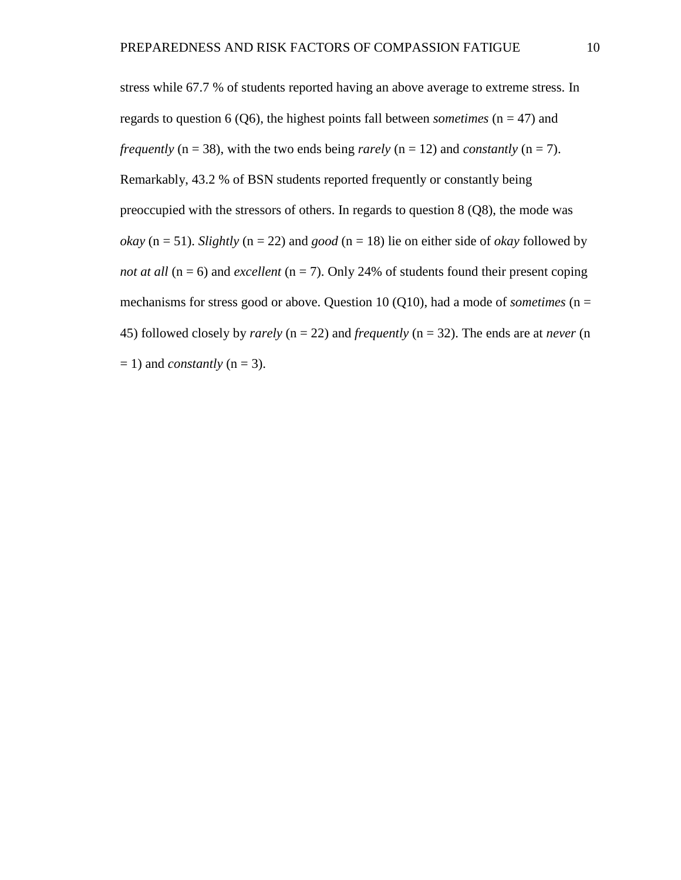stress while 67.7 % of students reported having an above average to extreme stress. In regards to question 6 (Q6), the highest points fall between *sometimes* (n = 47) and *frequently* (n = 38), with the two ends being *rarely* (n = 12) and *constantly* (n = 7). Remarkably, 43.2 % of BSN students reported frequently or constantly being preoccupied with the stressors of others. In regards to question 8 (Q8), the mode was *okay* (n = 51). *Slightly* (n = 22) and *good* (n = 18) lie on either side of *okay* followed by *not at all* (n = 6) and *excellent* (n = 7). Only 24% of students found their present coping mechanisms for stress good or above. Question 10 (Q10), had a mode of *sometimes* (n = 45) followed closely by *rarely* (n = 22) and *frequently* (n = 32). The ends are at *never* (n = 1) and *constantly* (n = 3).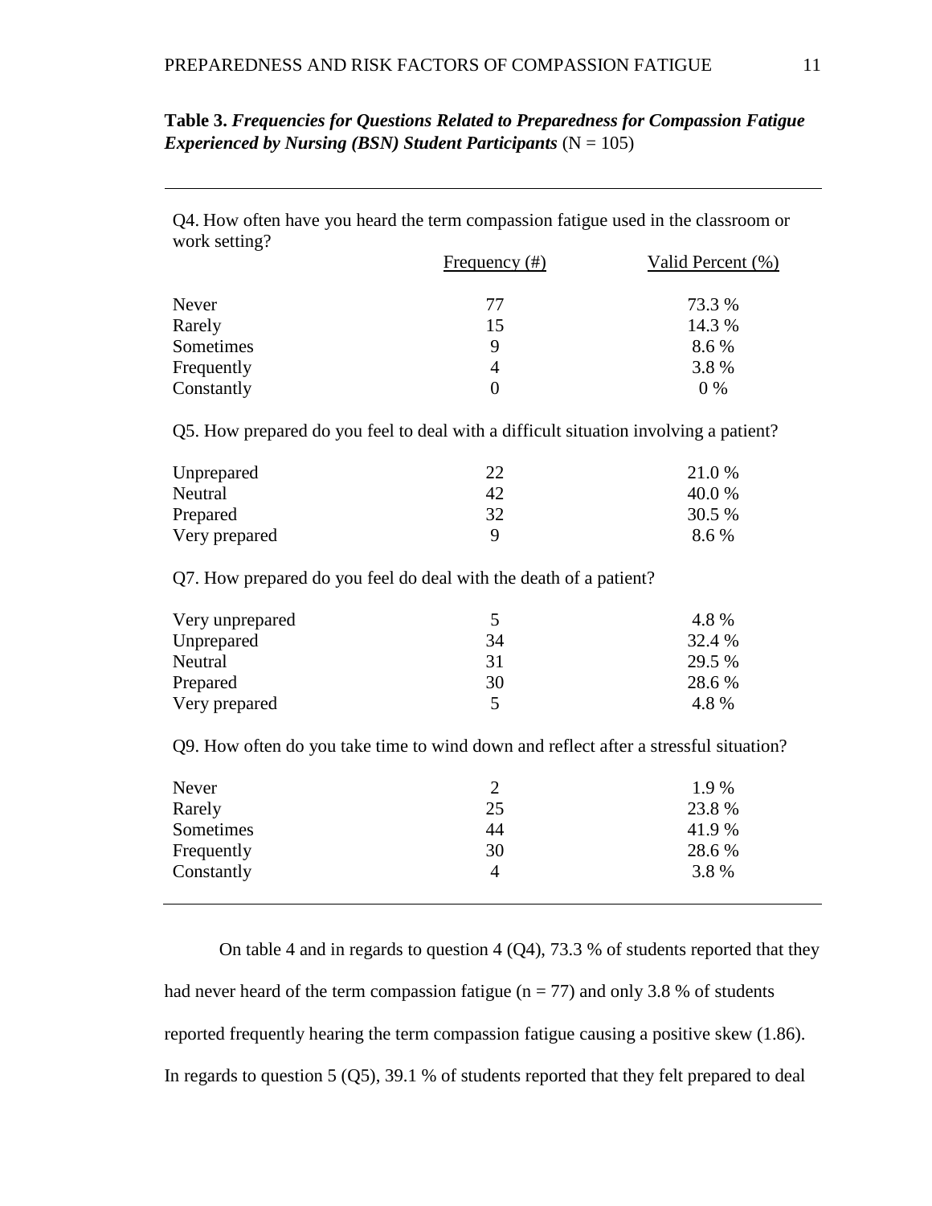**Table 3.** ***Frequencies for Questions Related to Preparedness for Compassion Fatigue Experienced by Nursing (BSN) Student Participants*** (N = 105)

| | Frequency (#) | Valid Percent (%) |
|---|---|---|
| **Q4. How often have you heard the term compassion fatigue used in the classroom or work setting?** | | |
| Never | 77 | 73.3 % |
| Rarely | 15 | 14.3 % |
| Sometimes | 9 | 8.6 % |
| Frequently | 4 | 3.8 % |
| Constantly | 0 | 0 % |
| **Q5. How prepared do you feel to deal with a difficult situation involving a patient?** | | |
| Unprepared | 22 | 21.0 % |
| Neutral | 42 | 40.0 % |
| Prepared | 32 | 30.5 % |
| Very prepared | 9 | 8.6 % |
| **Q7. How prepared do you feel do deal with the death of a patient?** | | |
| Very unprepared | 5 | 4.8 % |
| Unprepared | 34 | 32.4 % |
| Neutral | 31 | 29.5 % |
| Prepared | 30 | 28.6 % |
| Very prepared | 5 | 4.8 % |
| **Q9. How often do you take time to wind down and reflect after a stressful situation?** | | |
| Never | 2 | 1.9 % |
| Rarely | 25 | 23.8 % |
| Sometimes | 44 | 41.9 % |
| Frequently | 30 | 28.6 % |
| Constantly | 4 | 3.8 % |

On table 4 and in regards to question 4 (Q4), 73.3 % of students reported that they had never heard of the term compassion fatigue ($n = 77$) and only 3.8 % of students reported frequently hearing the term compassion fatigue causing a positive skew (1.86). In regards to question 5 (Q5), 39.1 % of students reported that they felt prepared to deal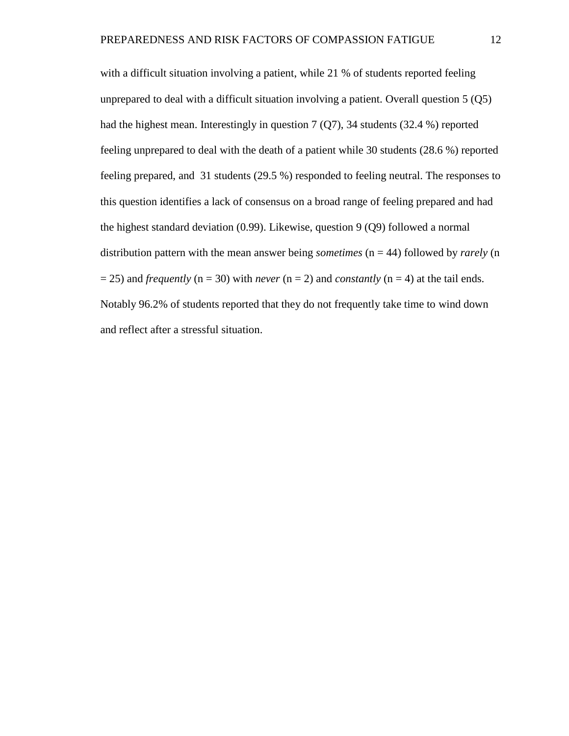with a difficult situation involving a patient, while 21 % of students reported feeling unprepared to deal with a difficult situation involving a patient. Overall question 5 (Q5) had the highest mean. Interestingly in question 7 (Q7), 34 students (32.4 %) reported feeling unprepared to deal with the death of a patient while 30 students (28.6 %) reported feeling prepared, and 31 students (29.5 %) responded to feeling neutral. The responses to this question identifies a lack of consensus on a broad range of feeling prepared and had the highest standard deviation (0.99). Likewise, question 9 (Q9) followed a normal distribution pattern with the mean answer being *sometimes* (n = 44) followed by *rarely* (n = 25) and *frequently* (n = 30) with *never* (n = 2) and *constantly* (n = 4) at the tail ends. Notably 96.2% of students reported that they do not frequently take time to wind down and reflect after a stressful situation.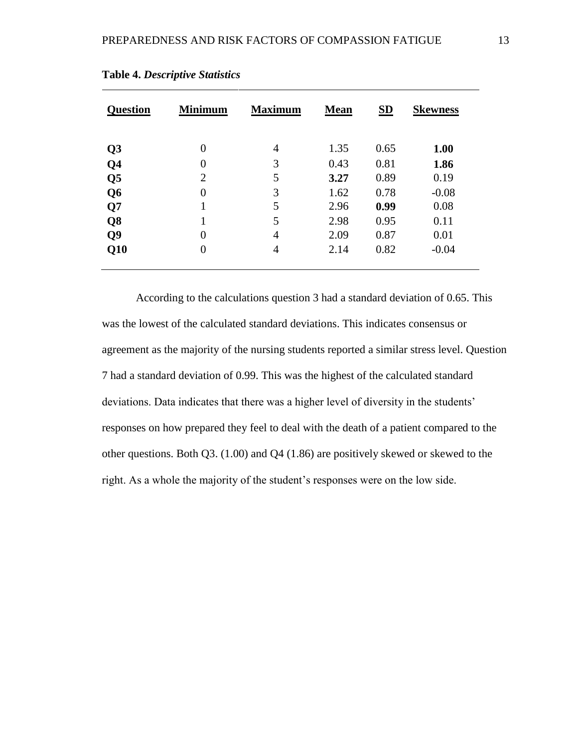**Table 4.** ***Descriptive Statistics***

| Question | Minimum | Maximum | Mean | SD | Skewness |
|---|---|---|---|---|---|
| **Q3** | 0 | 4 | 1.35 | 0.65 | **1.00** |
| **Q4** | 0 | 3 | 0.43 | 0.81 | **1.86** |
| **Q5** | 2 | 5 | **3.27** | 0.89 | 0.19 |
| **Q6** | 0 | 3 | 1.62 | 0.78 | -0.08 |
| **Q7** | 1 | 5 | 2.96 | **0.99** | 0.08 |
| **Q8** | 1 | 5 | 2.98 | 0.95 | 0.11 |
| **Q9** | 0 | 4 | 2.09 | 0.87 | 0.01 |
| **Q10** | 0 | 4 | 2.14 | 0.82 | -0.04 |

According to the calculations question 3 had a standard deviation of 0.65. This was the lowest of the calculated standard deviations. This indicates consensus or agreement as the majority of the nursing students reported a similar stress level. Question 7 had a standard deviation of 0.99. This was the highest of the calculated standard deviations. Data indicates that there was a higher level of diversity in the students' responses on how prepared they feel to deal with the death of a patient compared to the other questions. Both Q3. (1.00) and Q4 (1.86) are positively skewed or skewed to the right. As a whole the majority of the student's responses were on the low side.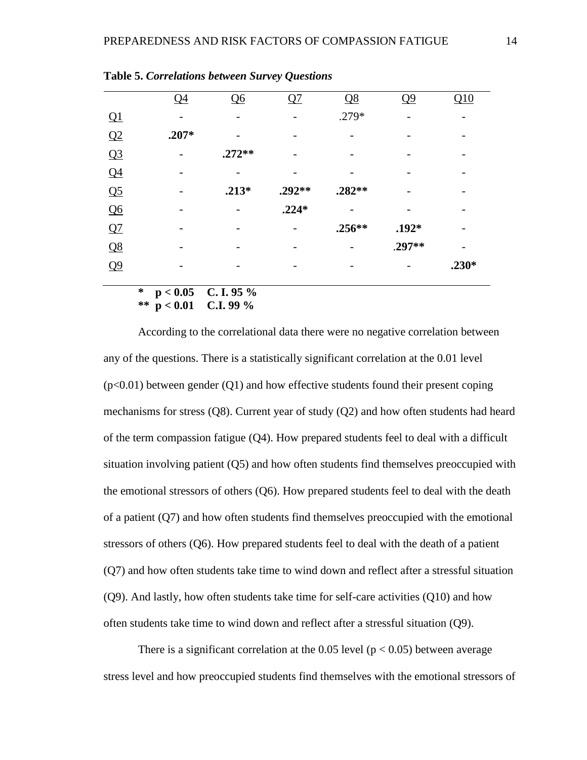**Table 5.** ***Correlations between Survey Questions***

| | Q4 | Q6 | Q7 | Q8 | Q9 | Q10 |
|---|---|---|---|---|---|---|
| Q1 | - | - | - | .279* | - | - |
| Q2 | **.207*** | - | - | - | - | - |
| Q3 | - | **.272**** | - | - | - | - |
| Q4 | - | - | - | - | - | - |
| Q5 | - | **.213*** | **.292**** | **.282**** | - | - |
| Q6 | - | - | **.224*** | - | - | - |
| Q7 | - | - | - | **.256**** | **.192*** | - |
| Q8 | - | - | - | - | .**297**** | - |
| Q9 | - | - | - | - | - | **.230*** |

**\* $p < 0.05$ C. I. 95 %**
**\*\* $p < 0.01$ C.I. 99 %**

According to the correlational data there were no negative correlation between any of the questions. There is a statistically significant correlation at the 0.01 level ($p<0.01$) between gender (Q1) and how effective students found their present coping mechanisms for stress (Q8). Current year of study (Q2) and how often students had heard of the term compassion fatigue (Q4). How prepared students feel to deal with a difficult situation involving patient (Q5) and how often students find themselves preoccupied with the emotional stressors of others (Q6). How prepared students feel to deal with the death of a patient (Q7) and how often students find themselves preoccupied with the emotional stressors of others (Q6). How prepared students feel to deal with the death of a patient (Q7) and how often students take time to wind down and reflect after a stressful situation (Q9). And lastly, how often students take time for self-care activities (Q10) and how often students take time to wind down and reflect after a stressful situation (Q9).

There is a significant correlation at the 0.05 level ($p < 0.05$) between average stress level and how preoccupied students find themselves with the emotional stressors of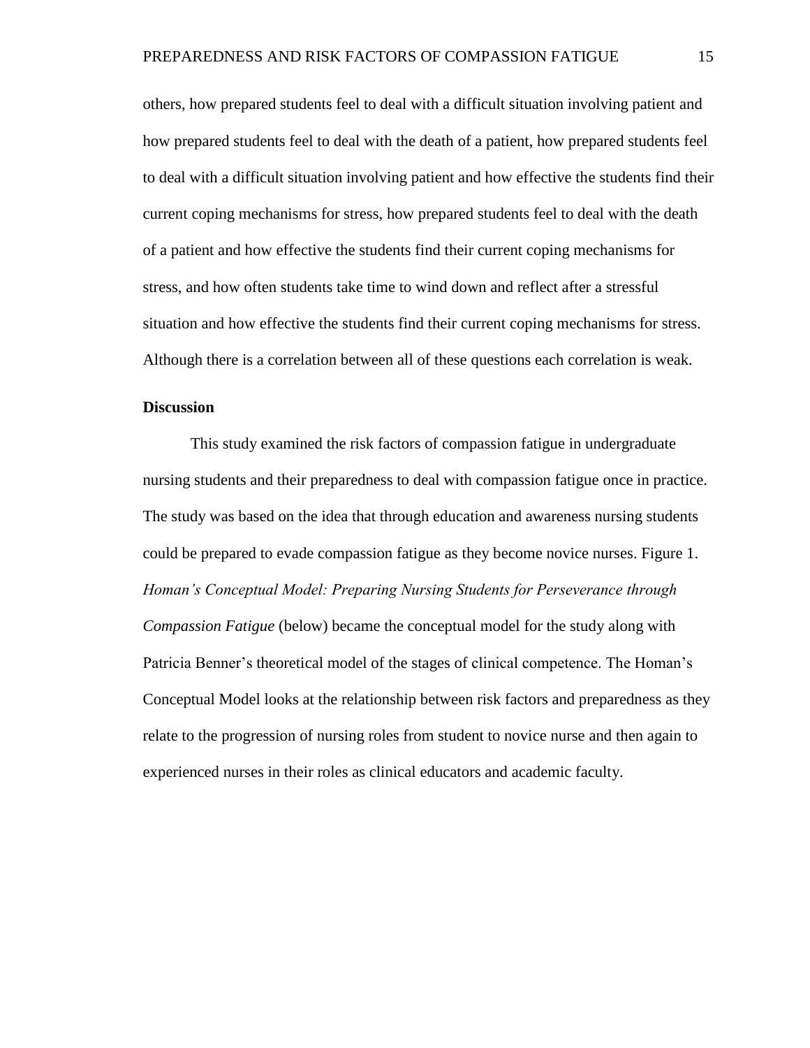others, how prepared students feel to deal with a difficult situation involving patient and how prepared students feel to deal with the death of a patient, how prepared students feel to deal with a difficult situation involving patient and how effective the students find their current coping mechanisms for stress, how prepared students feel to deal with the death of a patient and how effective the students find their current coping mechanisms for stress, and how often students take time to wind down and reflect after a stressful situation and how effective the students find their current coping mechanisms for stress. Although there is a correlation between all of these questions each correlation is weak.

## Discussion

This study examined the risk factors of compassion fatigue in undergraduate nursing students and their preparedness to deal with compassion fatigue once in practice. The study was based on the idea that through education and awareness nursing students could be prepared to evade compassion fatigue as they become novice nurses. Figure 1. *Homan's Conceptual Model: Preparing Nursing Students for Perseverance through Compassion Fatigue* (below) became the conceptual model for the study along with Patricia Benner's theoretical model of the stages of clinical competence. The Homan's Conceptual Model looks at the relationship between risk factors and preparedness as they relate to the progression of nursing roles from student to novice nurse and then again to experienced nurses in their roles as clinical educators and academic faculty.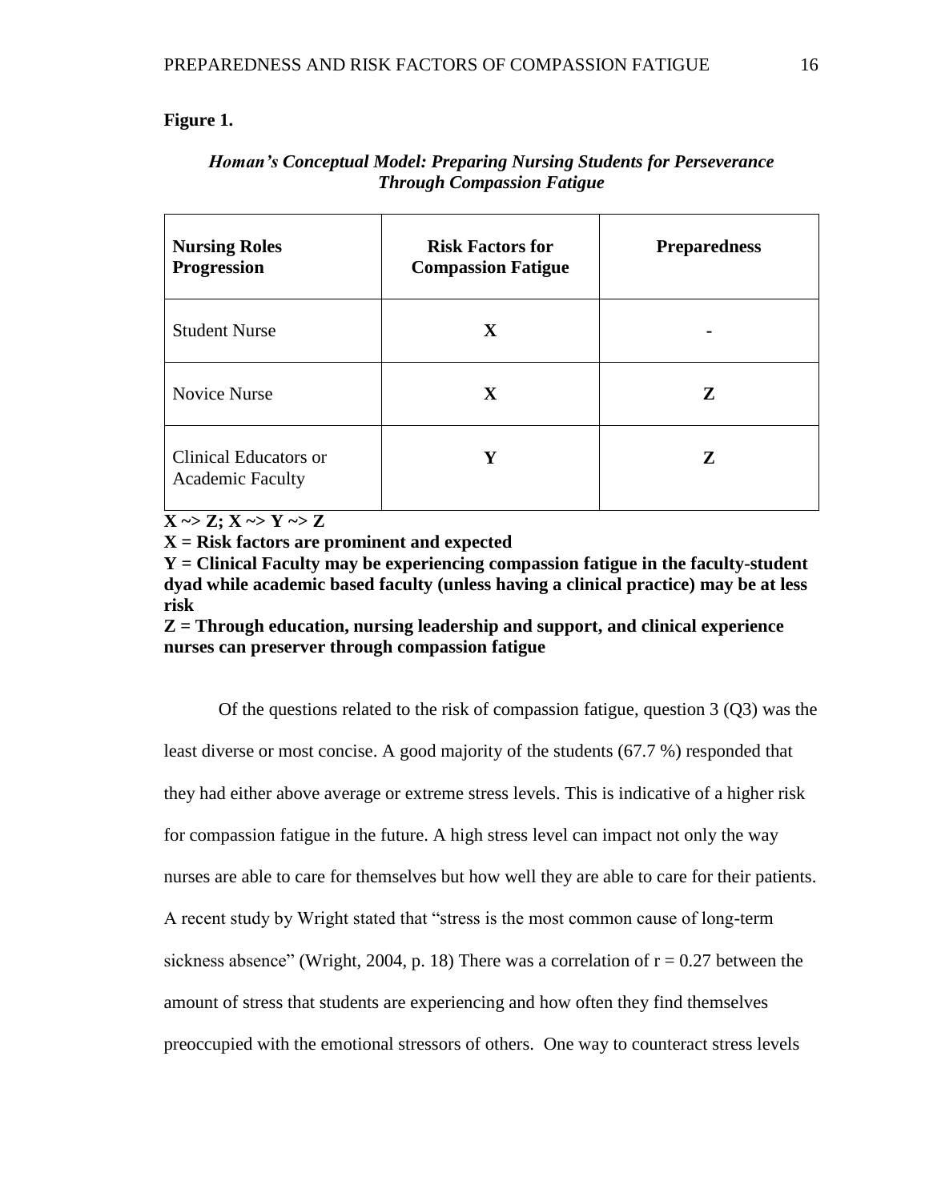**Figure 1.**

***Homan's Conceptual Model: Preparing Nursing Students for Perseverance Through Compassion Fatigue***

| **Nursing Roles Progression** | **Risk Factors for Compassion Fatigue** | **Preparedness** |
|---|---|---|
| Student Nurse | **X** | - |
| Novice Nurse | **X** | **Z** |
| Clinical Educators or Academic Faculty | **Y** | **Z** |

**X ~> Z; X ~> Y ~> Z**

**X = Risk factors are prominent and expected**

**Y = Clinical Faculty may be experiencing compassion fatigue in the faculty-student dyad while academic based faculty (unless having a clinical practice) may be at less risk**

**Z = Through education, nursing leadership and support, and clinical experience nurses can preserver through compassion fatigue**

Of the questions related to the risk of compassion fatigue, question 3 (Q3) was the least diverse or most concise. A good majority of the students (67.7 %) responded that they had either above average or extreme stress levels. This is indicative of a higher risk for compassion fatigue in the future. A high stress level can impact not only the way nurses are able to care for themselves but how well they are able to care for their patients. A recent study by Wright stated that "stress is the most common cause of long-term sickness absence" (Wright, 2004, p. 18) There was a correlation of $r = 0.27$ between the amount of stress that students are experiencing and how often they find themselves preoccupied with the emotional stressors of others. One way to counteract stress levels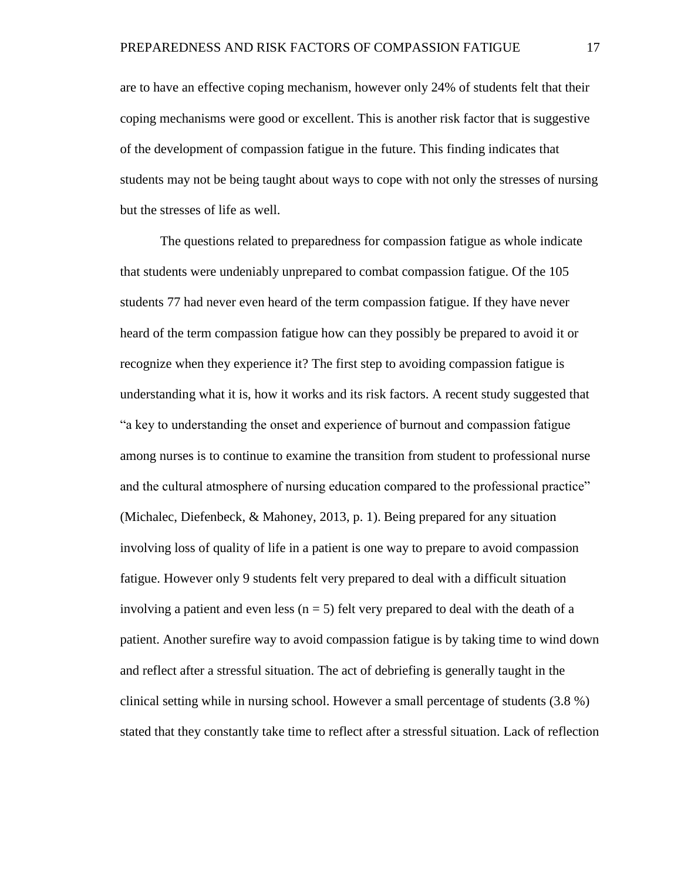are to have an effective coping mechanism, however only 24% of students felt that their coping mechanisms were good or excellent. This is another risk factor that is suggestive of the development of compassion fatigue in the future. This finding indicates that students may not be being taught about ways to cope with not only the stresses of nursing but the stresses of life as well.

The questions related to preparedness for compassion fatigue as whole indicate that students were undeniably unprepared to combat compassion fatigue. Of the 105 students 77 had never even heard of the term compassion fatigue. If they have never heard of the term compassion fatigue how can they possibly be prepared to avoid it or recognize when they experience it? The first step to avoiding compassion fatigue is understanding what it is, how it works and its risk factors. A recent study suggested that "a key to understanding the onset and experience of burnout and compassion fatigue among nurses is to continue to examine the transition from student to professional nurse and the cultural atmosphere of nursing education compared to the professional practice" (Michalec, Diefenbeck, & Mahoney, 2013, p. 1). Being prepared for any situation involving loss of quality of life in a patient is one way to prepare to avoid compassion fatigue. However only 9 students felt very prepared to deal with a difficult situation involving a patient and even less ($n = 5$) felt very prepared to deal with the death of a patient. Another surefire way to avoid compassion fatigue is by taking time to wind down and reflect after a stressful situation. The act of debriefing is generally taught in the clinical setting while in nursing school. However a small percentage of students (3.8 %) stated that they constantly take time to reflect after a stressful situation. Lack of reflection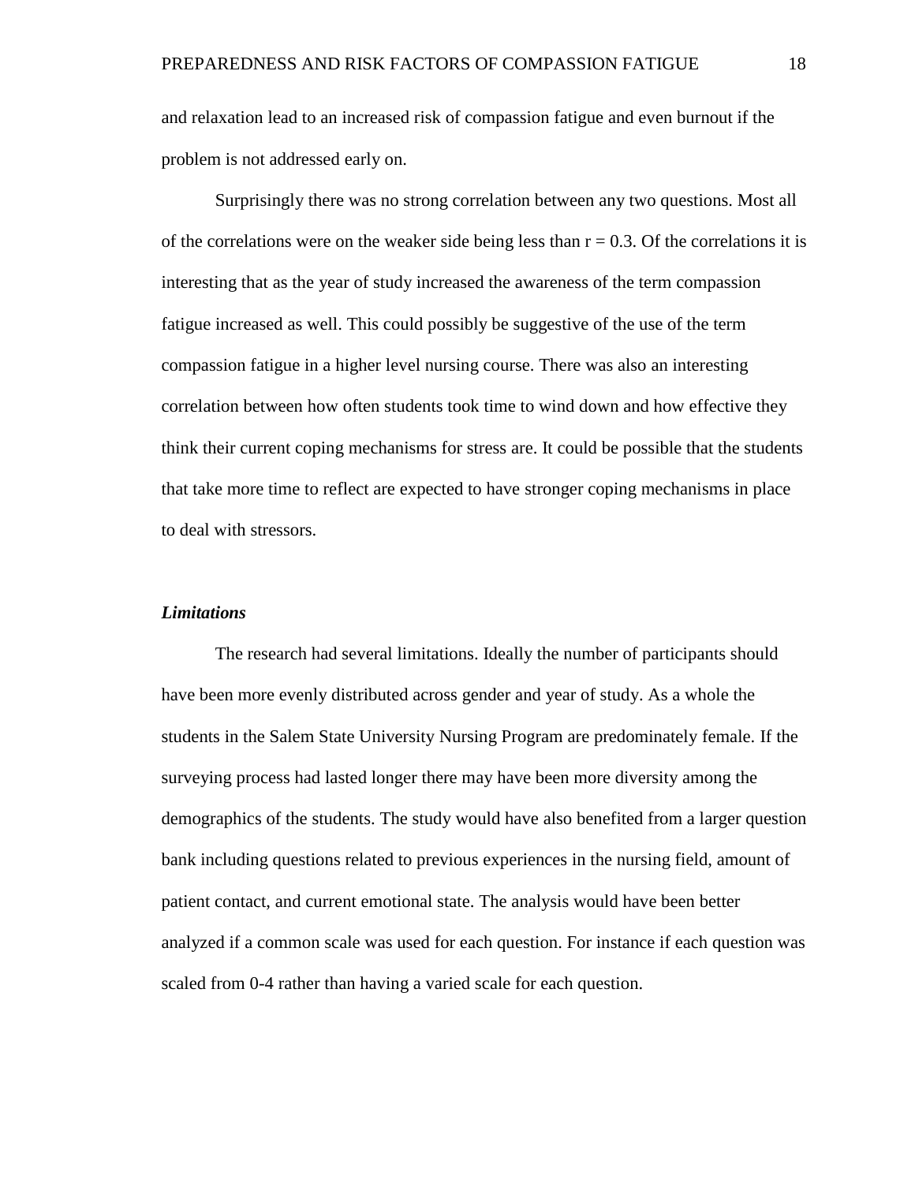and relaxation lead to an increased risk of compassion fatigue and even burnout if the problem is not addressed early on.

Surprisingly there was no strong correlation between any two questions. Most all of the correlations were on the weaker side being less than $r = 0.3$. Of the correlations it is interesting that as the year of study increased the awareness of the term compassion fatigue increased as well. This could possibly be suggestive of the use of the term compassion fatigue in a higher level nursing course. There was also an interesting correlation between how often students took time to wind down and how effective they think their current coping mechanisms for stress are. It could be possible that the students that take more time to reflect are expected to have stronger coping mechanisms in place to deal with stressors.

### ***Limitations***

The research had several limitations. Ideally the number of participants should have been more evenly distributed across gender and year of study. As a whole the students in the Salem State University Nursing Program are predominately female. If the surveying process had lasted longer there may have been more diversity among the demographics of the students. The study would have also benefited from a larger question bank including questions related to previous experiences in the nursing field, amount of patient contact, and current emotional state. The analysis would have been better analyzed if a common scale was used for each question. For instance if each question was scaled from 0-4 rather than having a varied scale for each question.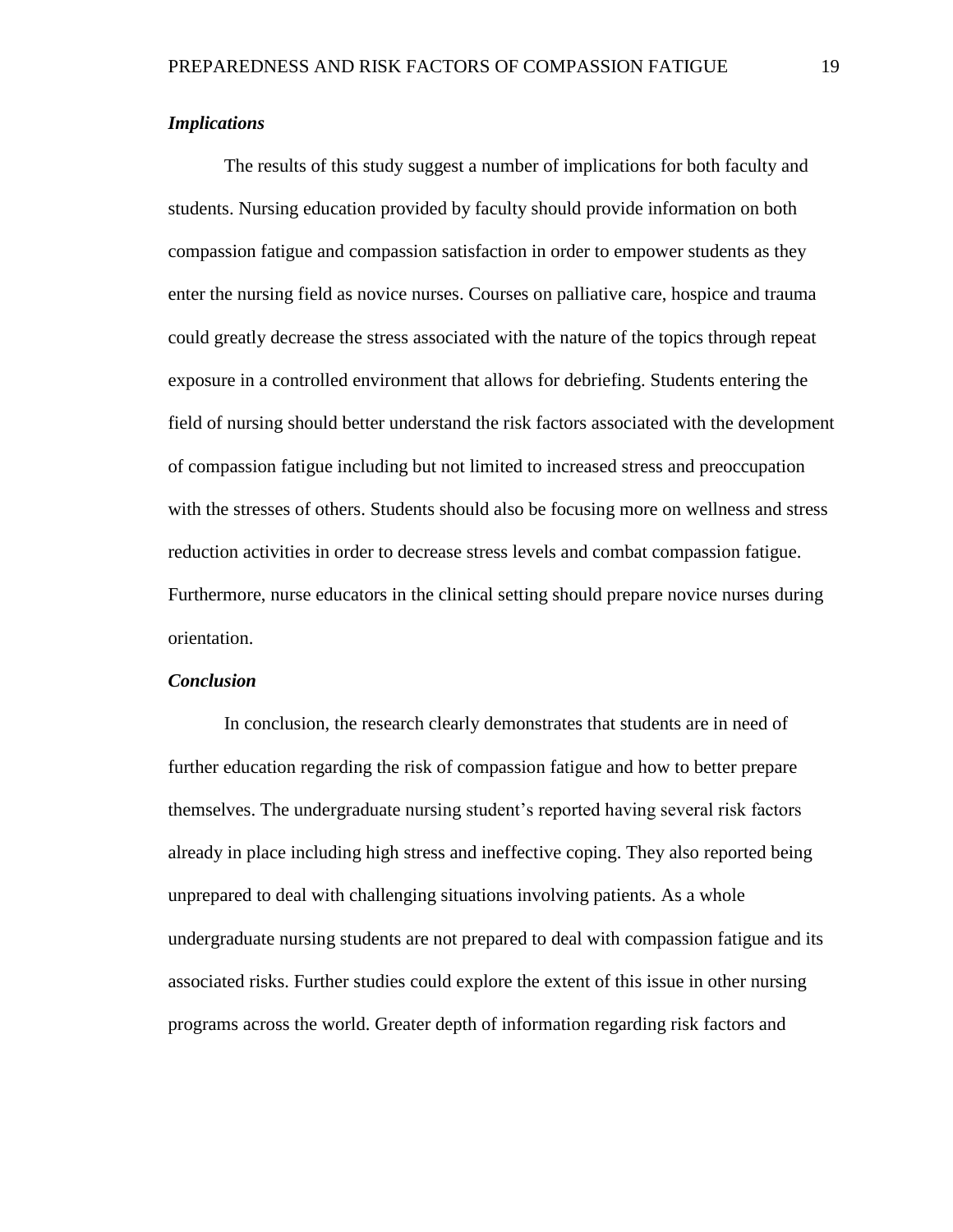### *Implications*

The results of this study suggest a number of implications for both faculty and students. Nursing education provided by faculty should provide information on both compassion fatigue and compassion satisfaction in order to empower students as they enter the nursing field as novice nurses. Courses on palliative care, hospice and trauma could greatly decrease the stress associated with the nature of the topics through repeat exposure in a controlled environment that allows for debriefing. Students entering the field of nursing should better understand the risk factors associated with the development of compassion fatigue including but not limited to increased stress and preoccupation with the stresses of others. Students should also be focusing more on wellness and stress reduction activities in order to decrease stress levels and combat compassion fatigue. Furthermore, nurse educators in the clinical setting should prepare novice nurses during orientation.

### *Conclusion*

In conclusion, the research clearly demonstrates that students are in need of further education regarding the risk of compassion fatigue and how to better prepare themselves. The undergraduate nursing student's reported having several risk factors already in place including high stress and ineffective coping. They also reported being unprepared to deal with challenging situations involving patients. As a whole undergraduate nursing students are not prepared to deal with compassion fatigue and its associated risks. Further studies could explore the extent of this issue in other nursing programs across the world. Greater depth of information regarding risk factors and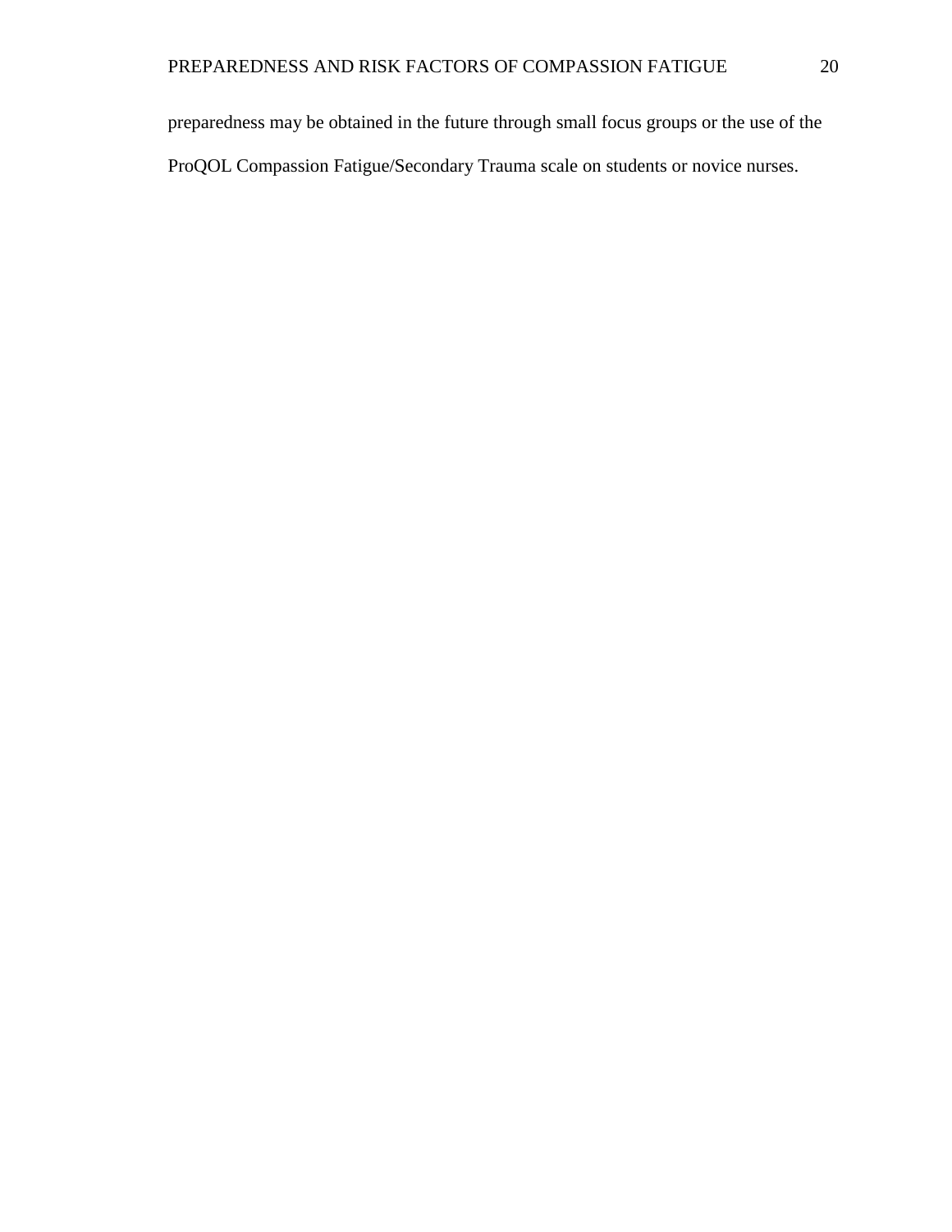preparedness may be obtained in the future through small focus groups or the use of the ProQOL Compassion Fatigue/Secondary Trauma scale on students or novice nurses.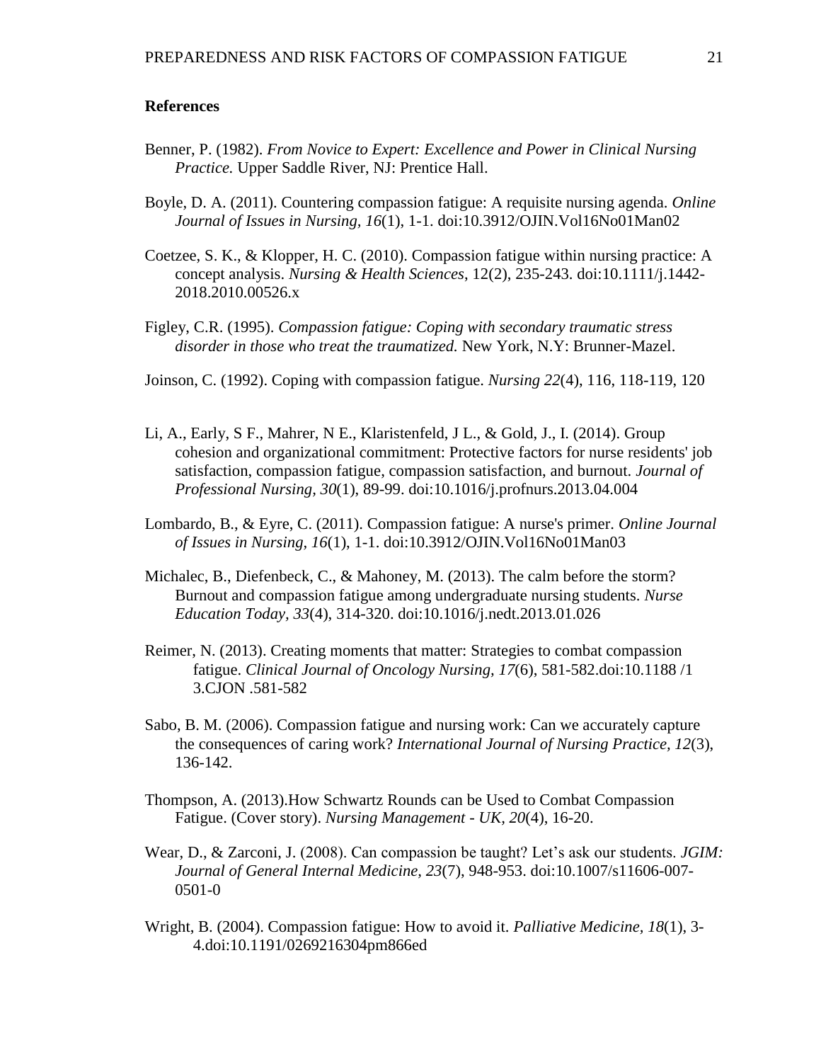**References**

Benner, P. (1982). *From Novice to Expert: Excellence and Power in Clinical Nursing Practice.* Upper Saddle River, NJ: Prentice Hall.

Boyle, D. A. (2011). Countering compassion fatigue: A requisite nursing agenda. *Online Journal of Issues in Nursing, 16*(1), 1-1. doi:10.3912/OJIN.Vol16No01Man02

Coetzee, S. K., & Klopper, H. C. (2010). Compassion fatigue within nursing practice: A concept analysis. *Nursing & Health Sciences*, 12(2), 235-243. doi:10.1111/j.1442-2018.2010.00526.x

Figley, C.R. (1995). *Compassion fatigue: Coping with secondary traumatic stress disorder in those who treat the traumatized.* New York, N.Y: Brunner-Mazel.

Joinson, C. (1992). Coping with compassion fatigue. *Nursing 22*(4), 116, 118-119, 120

Li, A., Early, S F., Mahrer, N E., Klaristenfeld, J L., & Gold, J., I. (2014). Group cohesion and organizational commitment: Protective factors for nurse residents' job satisfaction, compassion fatigue, compassion satisfaction, and burnout. *Journal of Professional Nursing, 30*(1), 89-99. doi:10.1016/j.profnurs.2013.04.004

Lombardo, B., & Eyre, C. (2011). Compassion fatigue: A nurse's primer. *Online Journal of Issues in Nursing, 16*(1), 1-1. doi:10.3912/OJIN.Vol16No01Man03

Michalec, B., Diefenbeck, C., & Mahoney, M. (2013). The calm before the storm? Burnout and compassion fatigue among undergraduate nursing students. *Nurse Education Today, 33*(4), 314-320. doi:10.1016/j.nedt.2013.01.026

Reimer, N. (2013). Creating moments that matter: Strategies to combat compassion fatigue. *Clinical Journal of Oncology Nursing, 17*(6), 581-582.doi:10.1188 /1 3.CJON .581-582

Sabo, B. M. (2006). Compassion fatigue and nursing work: Can we accurately capture the consequences of caring work? *International Journal of Nursing Practice, 12*(3), 136-142.

Thompson, A. (2013).How Schwartz Rounds can be Used to Combat Compassion Fatigue. (Cover story). *Nursing Management - UK, 20*(4), 16-20.

Wear, D., & Zarconi, J. (2008). Can compassion be taught? Let's ask our students. *JGIM: Journal of General Internal Medicine, 23*(7), 948-953. doi:10.1007/s11606-007-0501-0

Wright, B. (2004). Compassion fatigue: How to avoid it. *Palliative Medicine, 18*(1), 3-4.doi:10.1191/0269216304pm866ed